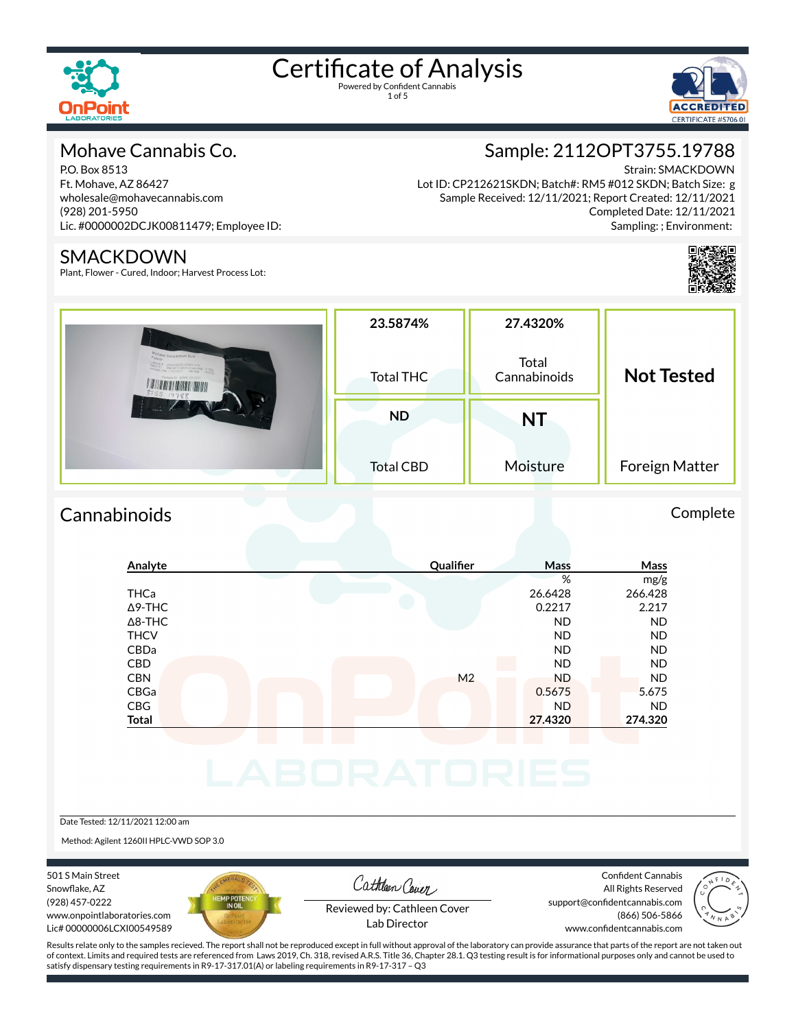# Certificate of Analysis

Powered by Confident Cannabis

## Mohave Cannabis Co.

P.O. Box 8513
Ft. Mohave, AZ 86427
wholesale@mohavecannabis.com
(928) 201-5950
Lic. #0000002DCJK00811479; Employee ID:

## Sample: 2112OPT3755.19788

Strain: SMACKDOWN
Lot ID: CP212621SKDN; Batch#: RM5 #012 SKDN; Batch Size: g
Sample Received: 12/11/2021; Report Created: 12/11/2021
Completed Date: 12/11/2021
Sampling: ; Environment:

## SMACKDOWN

Plant, Flower - Cured, Indoor; Harvest Process Lot:

| 23.5874% | 27.4320% | Not Tested |
|---|---|---|
| Total THC | Total Cannabinoids | Foreign Matter |
| **ND** | **NT** | |
| Total CBD | Moisture | |

## Cannabinoids

Complete

| Analyte | Qualifier | Mass % | Mass mg/g |
|---|---|---|---|
| THCa | | 26.6428 | 266.428 |
| Δ9-THC | | 0.2217 | 2.217 |
| Δ8-THC | | ND | ND |
| THCV | | ND | ND |
| CBDa | | ND | ND |
| CBD | | ND | ND |
| CBN | M2 | ND | ND |
| CBGa | | 0.5675 | 5.675 |
| CBG | | ND | ND |
| **Total** | | **27.4320** | **274.320** |

Date Tested: 12/11/2021 12:00 am

Method: Agilent 1260II HPLC-VWD SOP 3.0

501 S Main Street
Snowflake, AZ
(928) 457-0222
www.onpointlaboratories.com
Lic# 00000006LCXI00549589

Reviewed by: Cathleen Cover
Lab Director

Confident Cannabis
All Rights Reserved
support@confidentcannabis.com
(866) 506-5866
www.confidentcannabis.com

Results relate only to the samples recieved. The report shall not be reproduced except in full without approval of the laboratory can provide assurance that parts of the report are not taken out of context. Limits and required tests are referenced from Laws 2019, Ch. 318, revised A.R.S. Title 36, Chapter 28.1. Q3 testing result is for informational purposes only and cannot be used to satisfy dispensary testing requirements in R9-17-317.01(A) or labeling requirements in R9-17-317 – Q3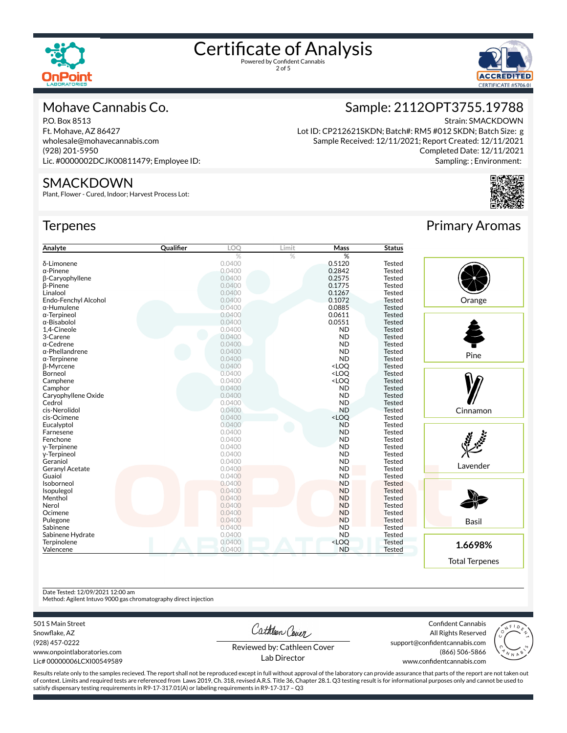# Certificate of Analysis

Powered by Confident Cannabis

## Mohave Cannabis Co.

P.O. Box 8513
Ft. Mohave, AZ 86427
wholesale@mohavecannabis.com
(928) 201-5950
Lic. #0000002DCJK00811479; Employee ID:

## Sample: 2112OPT3755.19788

Strain: SMACKDOWN
Lot ID: CP212621SKDN; Batch#: RM5 #012 SKDN; Batch Size: g
Sample Received: 12/11/2021; Report Created: 12/11/2021
Completed Date: 12/11/2021
Sampling: ; Environment:

## SMACKDOWN

Plant, Flower - Cured, Indoor; Harvest Process Lot:

## Terpenes

| Analyte | Qualifier | LOQ | Limit | Mass | Status |
|---|---|---|---|---|---|
| | | % | % | % | |
| δ-Limonene | | 0.0400 | | 0.5120 | Tested |
| α-Pinene | | 0.0400 | | 0.2842 | Tested |
| β-Caryophyllene | | 0.0400 | | 0.2575 | Tested |
| β-Pinene | | 0.0400 | | 0.1775 | Tested |
| Linalool | | 0.0400 | | 0.1267 | Tested |
| Endo-Fenchyl Alcohol | | 0.0400 | | 0.1072 | Tested |
| α-Humulene | | 0.0400 | | 0.0885 | Tested |
| α-Terpineol | | 0.0400 | | 0.0611 | Tested |
| α-Bisabolol | | 0.0400 | | 0.0551 | Tested |
| 1,4-Cineole | | 0.0400 | | ND | Tested |
| 3-Carene | | 0.0400 | | ND | Tested |
| α-Cedrene | | 0.0400 | | ND | Tested |
| α-Phellandrene | | 0.0400 | | ND | Tested |
| α-Terpinene | | 0.0400 | | ND | Tested |
| β-Myrcene | | 0.0400 | | <LOQ | Tested |
| Borneol | | 0.0400 | | <LOQ | Tested |
| Camphene | | 0.0400 | | <LOQ | Tested |
| Camphor | | 0.0400 | | ND | Tested |
| Caryophyllene Oxide | | 0.0400 | | ND | Tested |
| Cedrol | | 0.0400 | | ND | Tested |
| cis-Nerolidol | | 0.0400 | | ND | Tested |
| cis-Ocimene | | 0.0400 | | <LOQ | Tested |
| Eucalyptol | | 0.0400 | | ND | Tested |
| Farnesene | | 0.0400 | | ND | Tested |
| Fenchone | | 0.0400 | | ND | Tested |
| γ-Terpinene | | 0.0400 | | ND | Tested |
| γ-Terpineol | | 0.0400 | | ND | Tested |
| Geraniol | | 0.0400 | | ND | Tested |
| Geranyl Acetate | | 0.0400 | | ND | Tested |
| Guaiol | | 0.0400 | | ND | Tested |
| Isoborneol | | 0.0400 | | ND | Tested |
| Isopulegol | | 0.0400 | | ND | Tested |
| Menthol | | 0.0400 | | ND | Tested |
| Nerol | | 0.0400 | | ND | Tested |
| Ocimene | | 0.0400 | | ND | Tested |
| Pulegone | | 0.0400 | | ND | Tested |
| Sabinene | | 0.0400 | | ND | Tested |
| Sabinene Hydrate | | 0.0400 | | ND | Tested |
| Terpinolene | | 0.0400 | | <LOQ | Tested |
| Valencene | | 0.0400 | | ND | Tested |

## Primary Aromas

Orange

Pine

Cinnamon

Lavender

Basil

**1.6698%**

Total Terpenes

Date Tested: 12/09/2021 12:00 am
Method: Agilent Intuvo 9000 gas chromatography direct injection

501 S Main Street
Snowflake, AZ
(928) 457-0222
www.onpointlaboratories.com
Lic# 00000006LCXI00549589

Reviewed by: Cathleen Cover
Lab Director

Confident Cannabis
All Rights Reserved
support@confidentcannabis.com
(866) 506-5866
www.confidentcannabis.com

Results relate only to the samples recieved. The report shall not be reproduced except in full without approval of the laboratory can provide assurance that parts of the report are not taken out of context. Limits and required tests are referenced from Laws 2019, Ch. 318, revised A.R.S. Title 36, Chapter 28.1. Q3 testing result is for informational purposes only and cannot be used to satisfy dispensary testing requirements in R9-17-317.01(A) or labeling requirements in R9-17-317 – Q3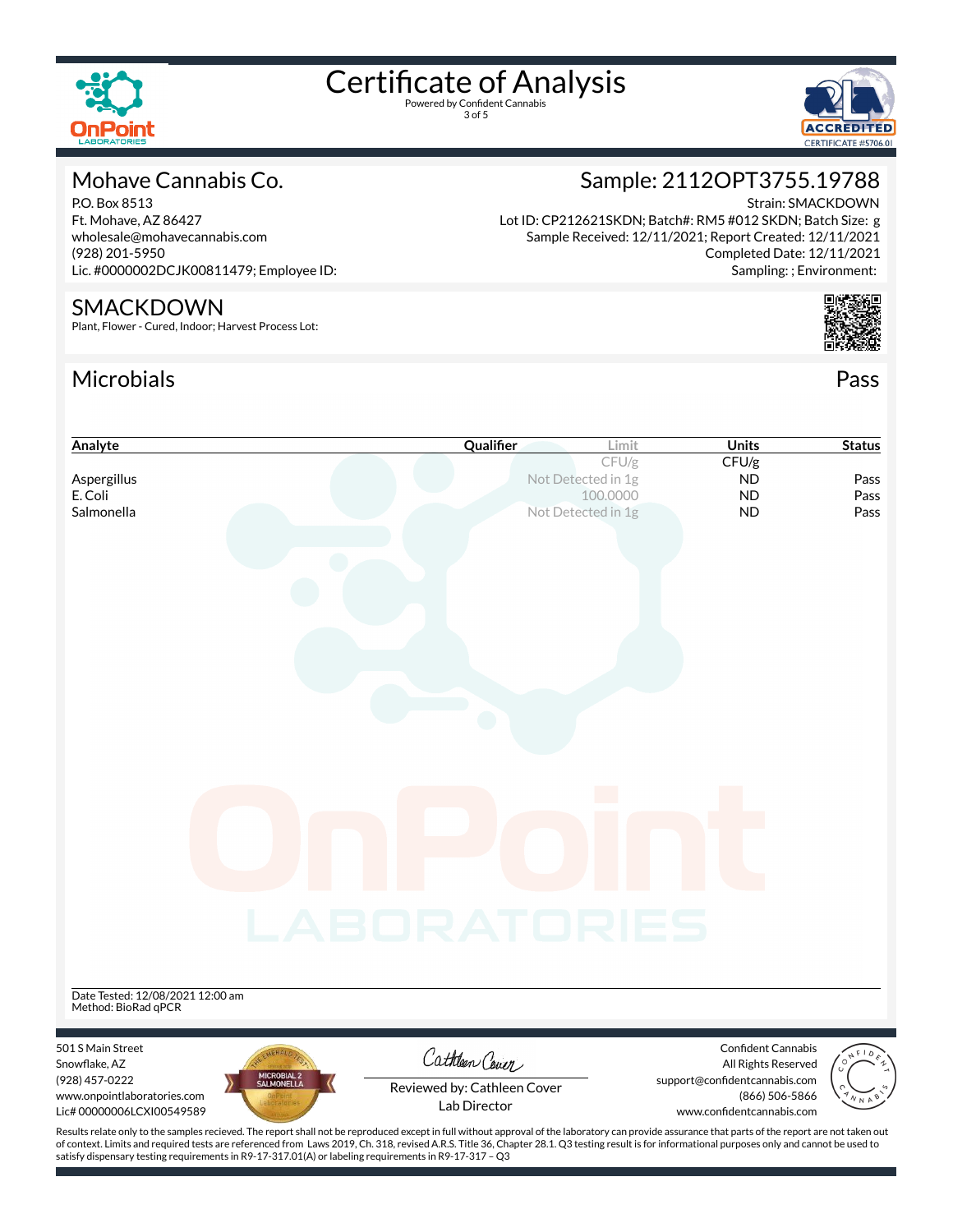# Certificate of Analysis

Powered by Confident Cannabis

## Mohave Cannabis Co.

P.O. Box 8513
Ft. Mohave, AZ 86427
wholesale@mohavecannabis.com
(928) 201-5950
Lic. #0000002DCJK00811479; Employee ID:

## Sample: 2112OPT3755.19788

Strain: SMACKDOWN
Lot ID: CP212621SKDN; Batch#: RM5 #012 SKDN; Batch Size: g
Sample Received: 12/11/2021; Report Created: 12/11/2021
Completed Date: 12/11/2021
Sampling: ; Environment:

## SMACKDOWN

Plant, Flower - Cured, Indoor; Harvest Process Lot:

## Microbials

Pass

| Analyte | Qualifier | Limit | Units | Status |
|---|---|---|---|---|
| | | CFU/g | CFU/g | |
| Aspergillus | | Not Detected in 1g | ND | Pass |
| E. Coli | | 100.0000 | ND | Pass |
| Salmonella | | Not Detected in 1g | ND | Pass |

Date Tested: 12/08/2021 12:00 am
Method: BioRad qPCR

501 S Main Street
Snowflake, AZ
(928) 457-0222
www.onpointlaboratories.com
Lic# 00000006LCXI00549589

Reviewed by: Cathleen Cover
Lab Director

Confident Cannabis
All Rights Reserved
support@confidentcannabis.com
(866) 506-5866
www.confidentcannabis.com

Results relate only to the samples recieved. The report shall not be reproduced except in full without approval of the laboratory can provide assurance that parts of the report are not taken out of context. Limits and required tests are referenced from Laws 2019, Ch. 318, revised A.R.S. Title 36, Chapter 28.1. Q3 testing result is for informational purposes only and cannot be used to satisfy dispensary testing requirements in R9-17-317.01(A) or labeling requirements in R9-17-317 – Q3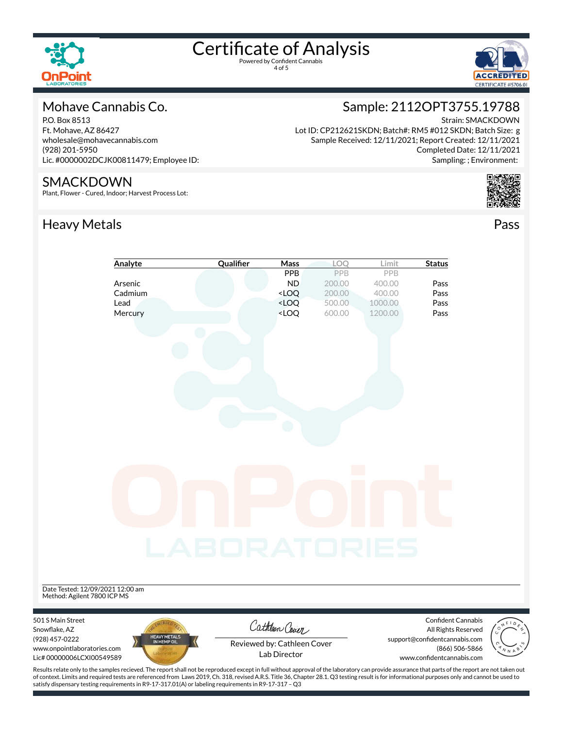# Certificate of Analysis

Powered by Confident Cannabis

## Mohave Cannabis Co.

P.O. Box 8513
Ft. Mohave, AZ 86427
wholesale@mohavecannabis.com
(928) 201-5950
Lic. #0000002DCJK00811479; Employee ID:

## Sample: 2112OPT3755.19788

Strain: SMACKDOWN
Lot ID: CP212621SKDN; Batch#: RM5 #012 SKDN; Batch Size: g
Sample Received: 12/11/2021; Report Created: 12/11/2021
Completed Date: 12/11/2021
Sampling: ; Environment:

## SMACKDOWN

Plant, Flower - Cured, Indoor; Harvest Process Lot:

## Heavy Metals

Pass

| Analyte | Qualifier | Mass | LOQ | Limit | Status |
|---|---|---|---|---|---|
| | | PPB | PPB | PPB | |
| Arsenic | | ND | 200.00 | 400.00 | Pass |
| Cadmium | | <LOQ | 200.00 | 400.00 | Pass |
| Lead | | <LOQ | 500.00 | 1000.00 | Pass |
| Mercury | | <LOQ | 600.00 | 1200.00 | Pass |

Date Tested: 12/09/2021 12:00 am
Method: Agilent 7800 ICP MS

501 S Main Street
Snowflake, AZ
(928) 457-0222
www.onpointlaboratories.com
Lic# 00000006LCXI00549589

Reviewed by: Cathleen Cover
Lab Director

Confident Cannabis
All Rights Reserved
support@confidentcannabis.com
(866) 506-5866
www.confidentcannabis.com

Results relate only to the samples recieved. The report shall not be reproduced except in full without approval of the laboratory can provide assurance that parts of the report are not taken out of context. Limits and required tests are referenced from Laws 2019, Ch. 318, revised A.R.S. Title 36, Chapter 28.1. Q3 testing result is for informational purposes only and cannot be used to satisfy dispensary testing requirements in R9-17-317.01(A) or labeling requirements in R9-17-317 – Q3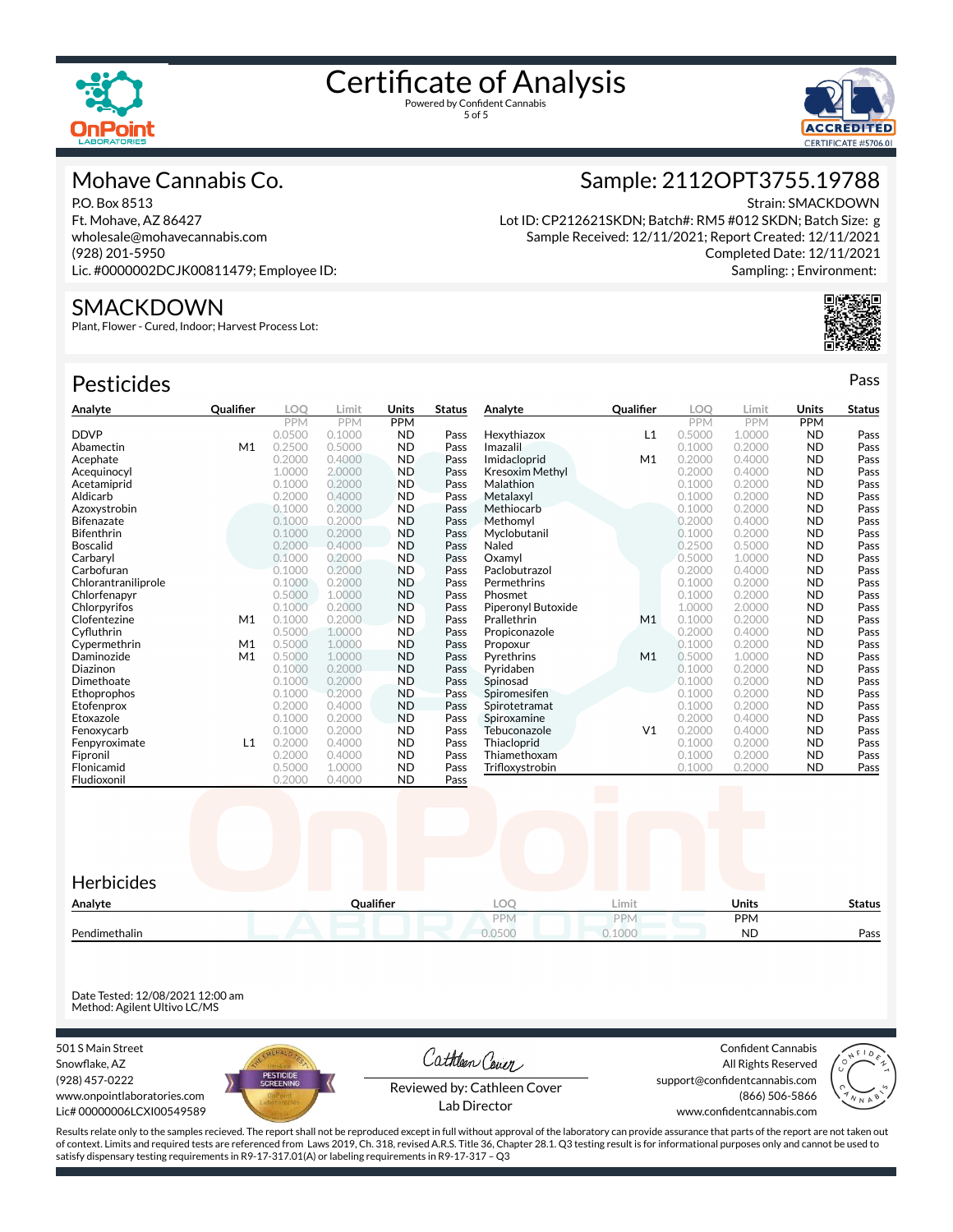# Certificate of Analysis

Powered by Confident Cannabis

## Mohave Cannabis Co.

P.O. Box 8513
Ft. Mohave, AZ 86427
wholesale@mohavecannabis.com
(928) 201-5950
Lic. #0000002DCJK00811479; Employee ID:

## Sample: 2112OPT3755.19788

Strain: SMACKDOWN
Lot ID: CP212621SKDN; Batch#: RM5 #012 SKDN; Batch Size: g
Sample Received: 12/11/2021; Report Created: 12/11/2021
Completed Date: 12/11/2021
Sampling: ; Environment:

## SMACKDOWN

Plant, Flower - Cured, Indoor; Harvest Process Lot:

## Pesticides

Pass

| Analyte | Qualifier | LOQ | Limit | Units | Status |
|---|---|---|---|---|---|
| | | PPM | PPM | PPM | |
| DDVP | | 0.0500 | 0.1000 | ND | Pass |
| Abamectin | M1 | 0.2500 | 0.5000 | ND | Pass |
| Acephate | | 0.2000 | 0.4000 | ND | Pass |
| Acequinocyl | | 1.0000 | 2.0000 | ND | Pass |
| Acetamiprid | | 0.1000 | 0.2000 | ND | Pass |
| Aldicarb | | 0.2000 | 0.4000 | ND | Pass |
| Azoxystrobin | | 0.1000 | 0.2000 | ND | Pass |
| Bifenazate | | 0.1000 | 0.2000 | ND | Pass |
| Bifenthrin | | 0.1000 | 0.2000 | ND | Pass |
| Boscalid | | 0.2000 | 0.4000 | ND | Pass |
| Carbaryl | | 0.1000 | 0.2000 | ND | Pass |
| Carbofuran | | 0.1000 | 0.2000 | ND | Pass |
| Chlorantraniliprole | | 0.1000 | 0.2000 | ND | Pass |
| Chlorfenapyr | | 0.5000 | 1.0000 | ND | Pass |
| Chlorpyrifos | | 0.1000 | 0.2000 | ND | Pass |
| Clofentezine | M1 | 0.1000 | 0.2000 | ND | Pass |
| Cyfluthrin | | 0.5000 | 1.0000 | ND | Pass |
| Cypermethrin | M1 | 0.5000 | 1.0000 | ND | Pass |
| Daminozide | M1 | 0.5000 | 1.0000 | ND | Pass |
| Diazinon | | 0.1000 | 0.2000 | ND | Pass |
| Dimethoate | | 0.1000 | 0.2000 | ND | Pass |
| Ethoprophos | | 0.1000 | 0.2000 | ND | Pass |
| Etofenprox | | 0.2000 | 0.4000 | ND | Pass |
| Etoxazole | | 0.1000 | 0.2000 | ND | Pass |
| Fenoxycarb | | 0.1000 | 0.2000 | ND | Pass |
| Fenpyroximate | L1 | 0.2000 | 0.4000 | ND | Pass |
| Fipronil | | 0.2000 | 0.4000 | ND | Pass |
| Flonicamid | | 0.5000 | 1.0000 | ND | Pass |
| Fludioxonil | | 0.2000 | 0.4000 | ND | Pass |
| Hexythiazox | L1 | 0.5000 | 1.0000 | ND | Pass |
| Imazalil | | 0.1000 | 0.2000 | ND | Pass |
| Imidacloprid | M1 | 0.2000 | 0.4000 | ND | Pass |
| Kresoxim Methyl | | 0.2000 | 0.4000 | ND | Pass |
| Malathion | | 0.1000 | 0.2000 | ND | Pass |
| Metalaxyl | | 0.1000 | 0.2000 | ND | Pass |
| Methiocarb | | 0.1000 | 0.2000 | ND | Pass |
| Methomyl | | 0.2000 | 0.4000 | ND | Pass |
| Myclobutanil | | 0.1000 | 0.2000 | ND | Pass |
| Naled | | 0.2500 | 0.5000 | ND | Pass |
| Oxamyl | | 0.5000 | 1.0000 | ND | Pass |
| Paclobutrazol | | 0.2000 | 0.4000 | ND | Pass |
| Permethrins | | 0.1000 | 0.2000 | ND | Pass |
| Phosmet | | 0.1000 | 0.2000 | ND | Pass |
| Piperonyl Butoxide | | 1.0000 | 2.0000 | ND | Pass |
| Prallethrin | M1 | 0.1000 | 0.2000 | ND | Pass |
| Propiconazole | | 0.2000 | 0.4000 | ND | Pass |
| Propoxur | | 0.1000 | 0.2000 | ND | Pass |
| Pyrethrins | M1 | 0.5000 | 1.0000 | ND | Pass |
| Pyridaben | | 0.1000 | 0.2000 | ND | Pass |
| Spinosad | | 0.1000 | 0.2000 | ND | Pass |
| Spiromesifen | | 0.1000 | 0.2000 | ND | Pass |
| Spirotetramat | | 0.1000 | 0.2000 | ND | Pass |
| Spiroxamine | | 0.2000 | 0.4000 | ND | Pass |
| Tebuconazole | V1 | 0.2000 | 0.4000 | ND | Pass |
| Thiacloprid | | 0.1000 | 0.2000 | ND | Pass |
| Thiamethoxam | | 0.1000 | 0.2000 | ND | Pass |
| Trifloxystrobin | | 0.1000 | 0.2000 | ND | Pass |

## Herbicides

| Analyte | Qualifier | LOQ | Limit | Units | Status |
|---|---|---|---|---|---|
| | | PPM | PPM | PPM | |
| Pendimethalin | | 0.0500 | 0.1000 | ND | Pass |

Date Tested: 12/08/2021 12:00 am
Method: Agilent Ultivo LC/MS

501 S Main Street
Snowflake, AZ
(928) 457-0222
www.onpointlaboratories.com
Lic# 00000006LCXI00549589

Reviewed by: Cathleen Cover
Lab Director

Confident Cannabis
All Rights Reserved
support@confidentcannabis.com
(866) 506-5866
www.confidentcannabis.com

Results relate only to the samples recieved. The report shall not be reproduced except in full without approval of the laboratory can provide assurance that parts of the report are not taken out of context. Limits and required tests are referenced from Laws 2019, Ch. 318, revised A.R.S. Title 36, Chapter 28.1. Q3 testing result is for informational purposes only and cannot be used to satisfy dispensary testing requirements in R9-17-317.01(A) or labeling requirements in R9-17-317 – Q3